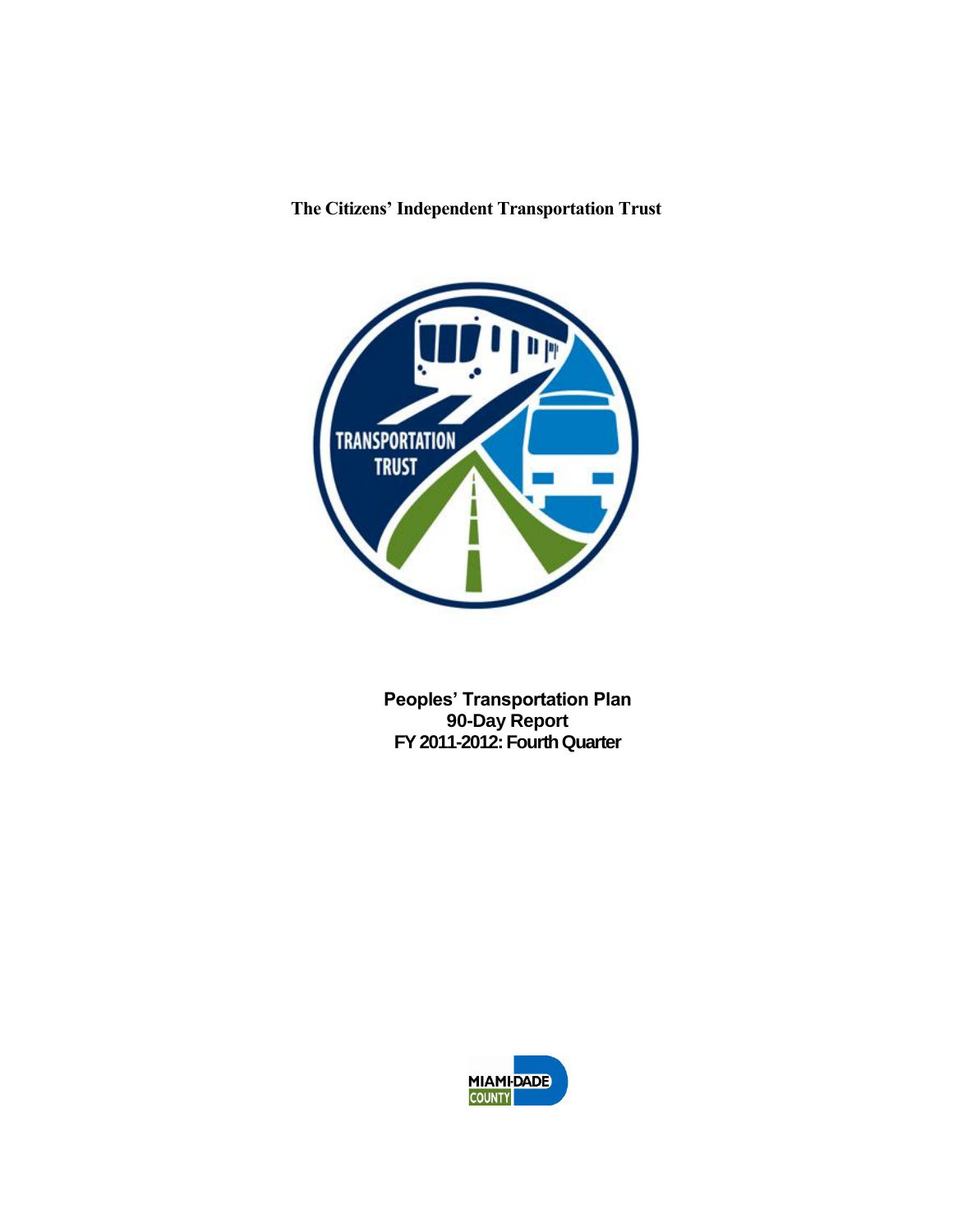**The Citizens' Independent Transportation Trust**

# Peoples' Transportation Plan
## 90-Day Report
## FY 2011-2012: Fourth Quarter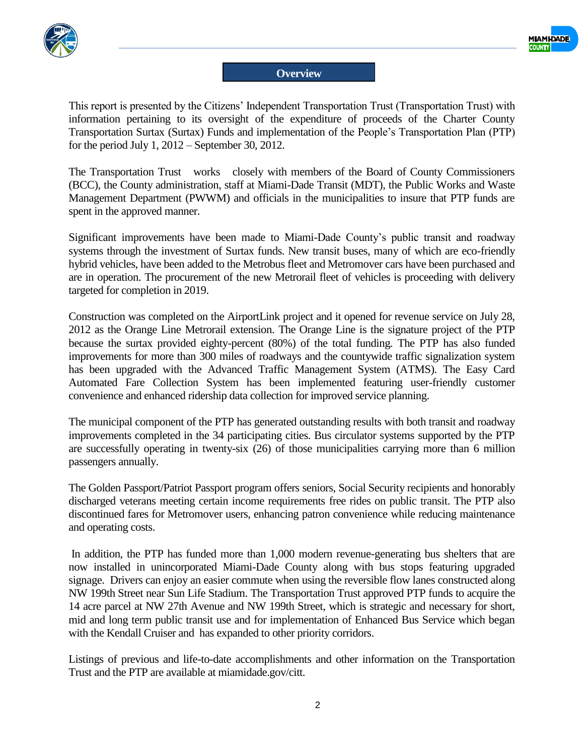# Overview

This report is presented by the Citizens' Independent Transportation Trust (Transportation Trust) with information pertaining to its oversight of the expenditure of proceeds of the Charter County Transportation Surtax (Surtax) Funds and implementation of the People's Transportation Plan (PTP) for the period July 1, 2012 – September 30, 2012.

The Transportation Trust works closely with members of the Board of County Commissioners (BCC), the County administration, staff at Miami-Dade Transit (MDT), the Public Works and Waste Management Department (PWWM) and officials in the municipalities to insure that PTP funds are spent in the approved manner.

Significant improvements have been made to Miami-Dade County's public transit and roadway systems through the investment of Surtax funds. New transit buses, many of which are eco-friendly hybrid vehicles, have been added to the Metrobus fleet and Metromover cars have been purchased and are in operation. The procurement of the new Metrorail fleet of vehicles is proceeding with delivery targeted for completion in 2019.

Construction was completed on the AirportLink project and it opened for revenue service on July 28, 2012 as the Orange Line Metrorail extension. The Orange Line is the signature project of the PTP because the surtax provided eighty-percent (80%) of the total funding. The PTP has also funded improvements for more than 300 miles of roadways and the countywide traffic signalization system has been upgraded with the Advanced Traffic Management System (ATMS). The Easy Card Automated Fare Collection System has been implemented featuring user-friendly customer convenience and enhanced ridership data collection for improved service planning.

The municipal component of the PTP has generated outstanding results with both transit and roadway improvements completed in the 34 participating cities. Bus circulator systems supported by the PTP are successfully operating in twenty-six (26) of those municipalities carrying more than 6 million passengers annually.

The Golden Passport/Patriot Passport program offers seniors, Social Security recipients and honorably discharged veterans meeting certain income requirements free rides on public transit. The PTP also discontinued fares for Metromover users, enhancing patron convenience while reducing maintenance and operating costs.

In addition, the PTP has funded more than 1,000 modern revenue-generating bus shelters that are now installed in unincorporated Miami-Dade County along with bus stops featuring upgraded signage. Drivers can enjoy an easier commute when using the reversible flow lanes constructed along NW 199th Street near Sun Life Stadium. The Transportation Trust approved PTP funds to acquire the 14 acre parcel at NW 27th Avenue and NW 199th Street, which is strategic and necessary for short, mid and long term public transit use and for implementation of Enhanced Bus Service which began with the Kendall Cruiser and has expanded to other priority corridors.

Listings of previous and life-to-date accomplishments and other information on the Transportation Trust and the PTP are available at miamidade.gov/citt.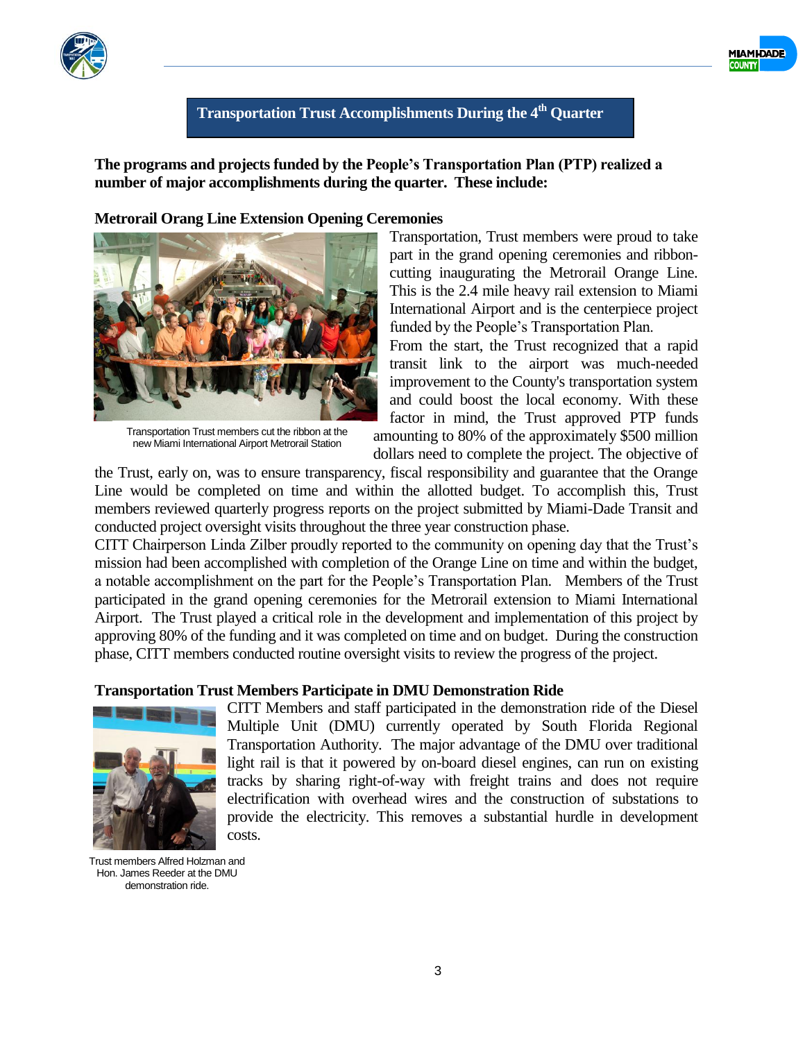## Transportation Trust Accomplishments During the 4th Quarter

**The programs and projects funded by the People's Transportation Plan (PTP) realized a number of major accomplishments during the quarter. These include:**

**Metrorail Orang Line Extension Opening Ceremonies**

Transportation Trust members cut the ribbon at the new Miami International Airport Metrorail Station

Transportation, Trust members were proud to take part in the grand opening ceremonies and ribbon-cutting inaugurating the Metrorail Orange Line. This is the 2.4 mile heavy rail extension to Miami International Airport and is the centerpiece project funded by the People's Transportation Plan.

From the start, the Trust recognized that a rapid transit link to the airport was much-needed improvement to the County's transportation system and could boost the local economy. With these factor in mind, the Trust approved PTP funds amounting to 80% of the approximately $500 million dollars need to complete the project. The objective of the Trust, early on, was to ensure transparency, fiscal responsibility and guarantee that the Orange Line would be completed on time and within the allotted budget. To accomplish this, Trust members reviewed quarterly progress reports on the project submitted by Miami-Dade Transit and conducted project oversight visits throughout the three year construction phase.

CITT Chairperson Linda Zilber proudly reported to the community on opening day that the Trust's mission had been accomplished with completion of the Orange Line on time and within the budget, a notable accomplishment on the part for the People's Transportation Plan. Members of the Trust participated in the grand opening ceremonies for the Metrorail extension to Miami International Airport. The Trust played a critical role in the development and implementation of this project by approving 80% of the funding and it was completed on time and on budget. During the construction phase, CITT members conducted routine oversight visits to review the progress of the project.

**Transportation Trust Members Participate in DMU Demonstration Ride**

CITT Members and staff participated in the demonstration ride of the Diesel Multiple Unit (DMU) currently operated by South Florida Regional Transportation Authority. The major advantage of the DMU over traditional light rail is that it powered by on-board diesel engines, can run on existing tracks by sharing right-of-way with freight trains and does not require electrification with overhead wires and the construction of substations to provide the electricity. This removes a substantial hurdle in development costs.

Trust members Alfred Holzman and Hon. James Reeder at the DMU demonstration ride.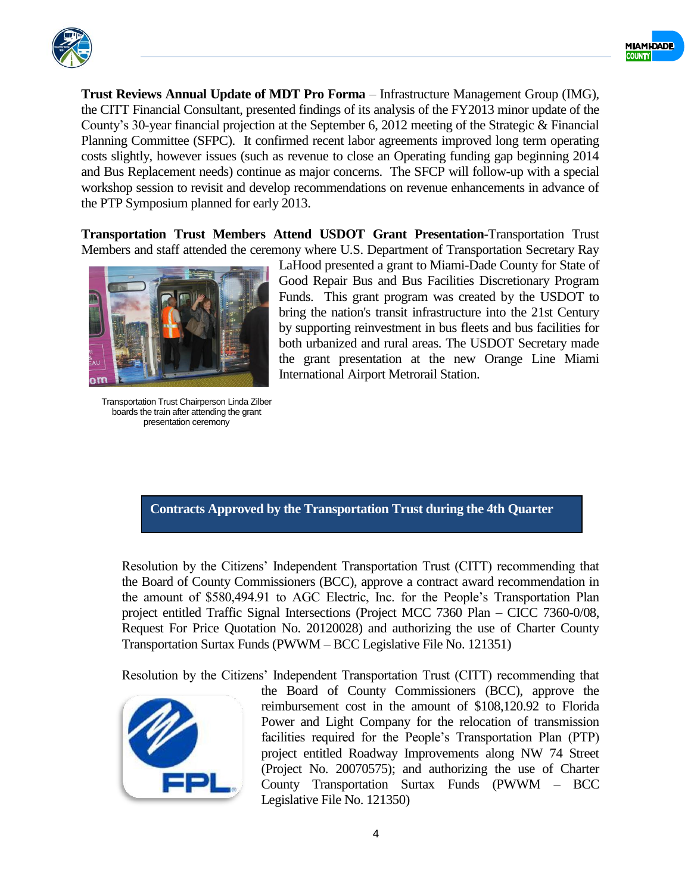**Trust Reviews Annual Update of MDT Pro Forma** – Infrastructure Management Group (IMG), the CITT Financial Consultant, presented findings of its analysis of the FY2013 minor update of the County's 30-year financial projection at the September 6, 2012 meeting of the Strategic & Financial Planning Committee (SFPC). It confirmed recent labor agreements improved long term operating costs slightly, however issues (such as revenue to close an Operating funding gap beginning 2014 and Bus Replacement needs) continue as major concerns. The SFCP will follow-up with a special workshop session to revisit and develop recommendations on revenue enhancements in advance of the PTP Symposium planned for early 2013.

**Transportation Trust Members Attend USDOT Grant Presentation-**Transportation Trust Members and staff attended the ceremony where U.S. Department of Transportation Secretary Ray LaHood presented a grant to Miami-Dade County for State of Good Repair Bus and Bus Facilities Discretionary Program Funds. This grant program was created by the USDOT to bring the nation's transit infrastructure into the 21st Century by supporting reinvestment in bus fleets and bus facilities for both urbanized and rural areas. The USDOT Secretary made the grant presentation at the new Orange Line Miami International Airport Metrorail Station.

Transportation Trust Chairperson Linda Zilber boards the train after attending the grant presentation ceremony

## Contracts Approved by the Transportation Trust during the 4th Quarter

Resolution by the Citizens' Independent Transportation Trust (CITT) recommending that the Board of County Commissioners (BCC), approve a contract award recommendation in the amount of $580,494.91 to AGC Electric, Inc. for the People's Transportation Plan project entitled Traffic Signal Intersections (Project MCC 7360 Plan – CICC 7360-0/08, Request For Price Quotation No. 20120028) and authorizing the use of Charter County Transportation Surtax Funds (PWWM – BCC Legislative File No. 121351)

Resolution by the Citizens' Independent Transportation Trust (CITT) recommending that the Board of County Commissioners (BCC), approve the reimbursement cost in the amount of $108,120.92 to Florida Power and Light Company for the relocation of transmission facilities required for the People's Transportation Plan (PTP) project entitled Roadway Improvements along NW 74 Street (Project No. 20070575); and authorizing the use of Charter County Transportation Surtax Funds (PWWM – BCC Legislative File No. 121350)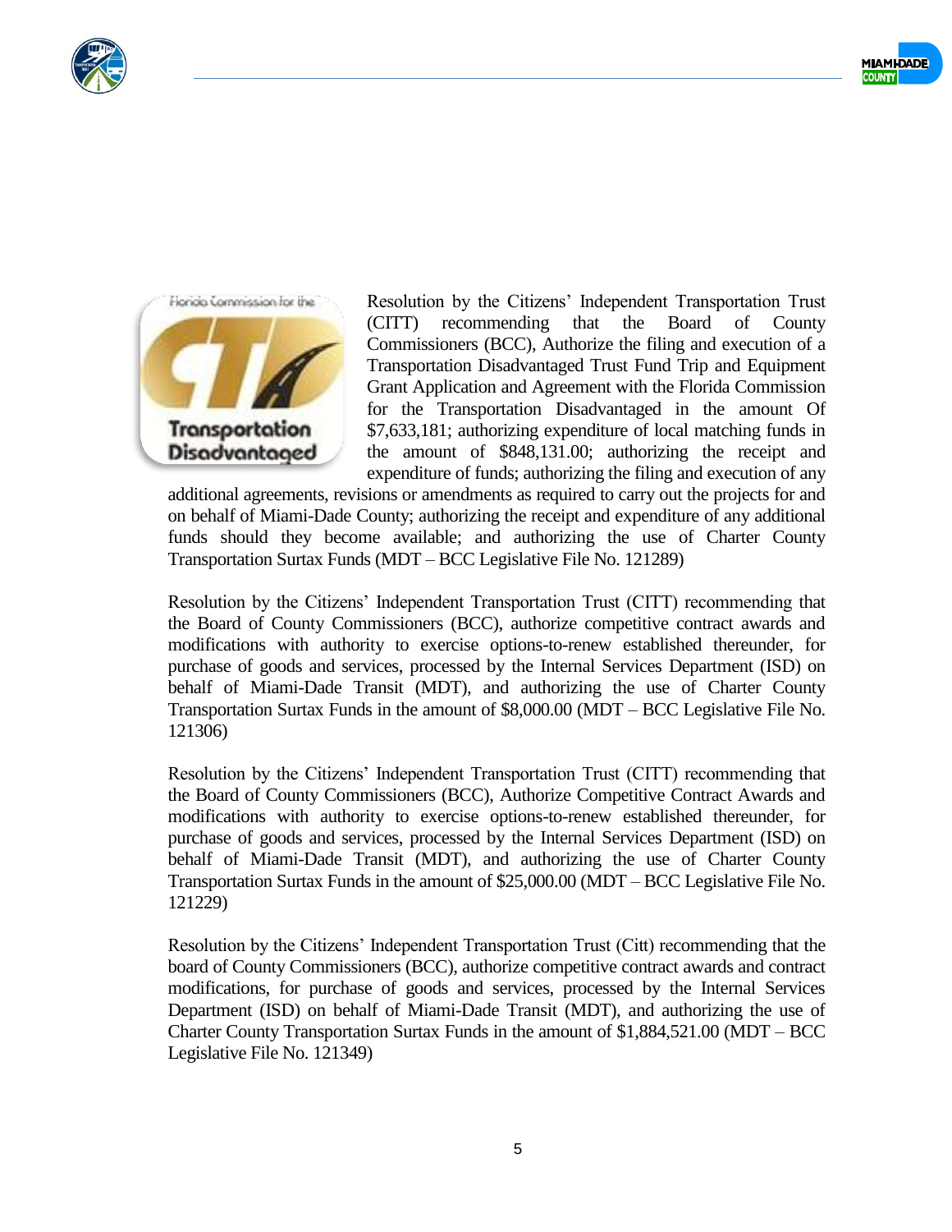Resolution by the Citizens' Independent Transportation Trust (CITT) recommending that the Board of County Commissioners (BCC), Authorize the filing and execution of a Transportation Disadvantaged Trust Fund Trip and Equipment Grant Application and Agreement with the Florida Commission for the Transportation Disadvantaged in the amount Of $7,633,181; authorizing expenditure of local matching funds in the amount of $848,131.00; authorizing the receipt and expenditure of funds; authorizing the filing and execution of any additional agreements, revisions or amendments as required to carry out the projects for and on behalf of Miami-Dade County; authorizing the receipt and expenditure of any additional funds should they become available; and authorizing the use of Charter County Transportation Surtax Funds (MDT – BCC Legislative File No. 121289)

Resolution by the Citizens' Independent Transportation Trust (CITT) recommending that the Board of County Commissioners (BCC), authorize competitive contract awards and modifications with authority to exercise options-to-renew established thereunder, for purchase of goods and services, processed by the Internal Services Department (ISD) on behalf of Miami-Dade Transit (MDT), and authorizing the use of Charter County Transportation Surtax Funds in the amount of $8,000.00 (MDT – BCC Legislative File No. 121306)

Resolution by the Citizens' Independent Transportation Trust (CITT) recommending that the Board of County Commissioners (BCC), Authorize Competitive Contract Awards and modifications with authority to exercise options-to-renew established thereunder, for purchase of goods and services, processed by the Internal Services Department (ISD) on behalf of Miami-Dade Transit (MDT), and authorizing the use of Charter County Transportation Surtax Funds in the amount of $25,000.00 (MDT – BCC Legislative File No. 121229)

Resolution by the Citizens' Independent Transportation Trust (Citt) recommending that the board of County Commissioners (BCC), authorize competitive contract awards and contract modifications, for purchase of goods and services, processed by the Internal Services Department (ISD) on behalf of Miami-Dade Transit (MDT), and authorizing the use of Charter County Transportation Surtax Funds in the amount of $1,884,521.00 (MDT – BCC Legislative File No. 121349)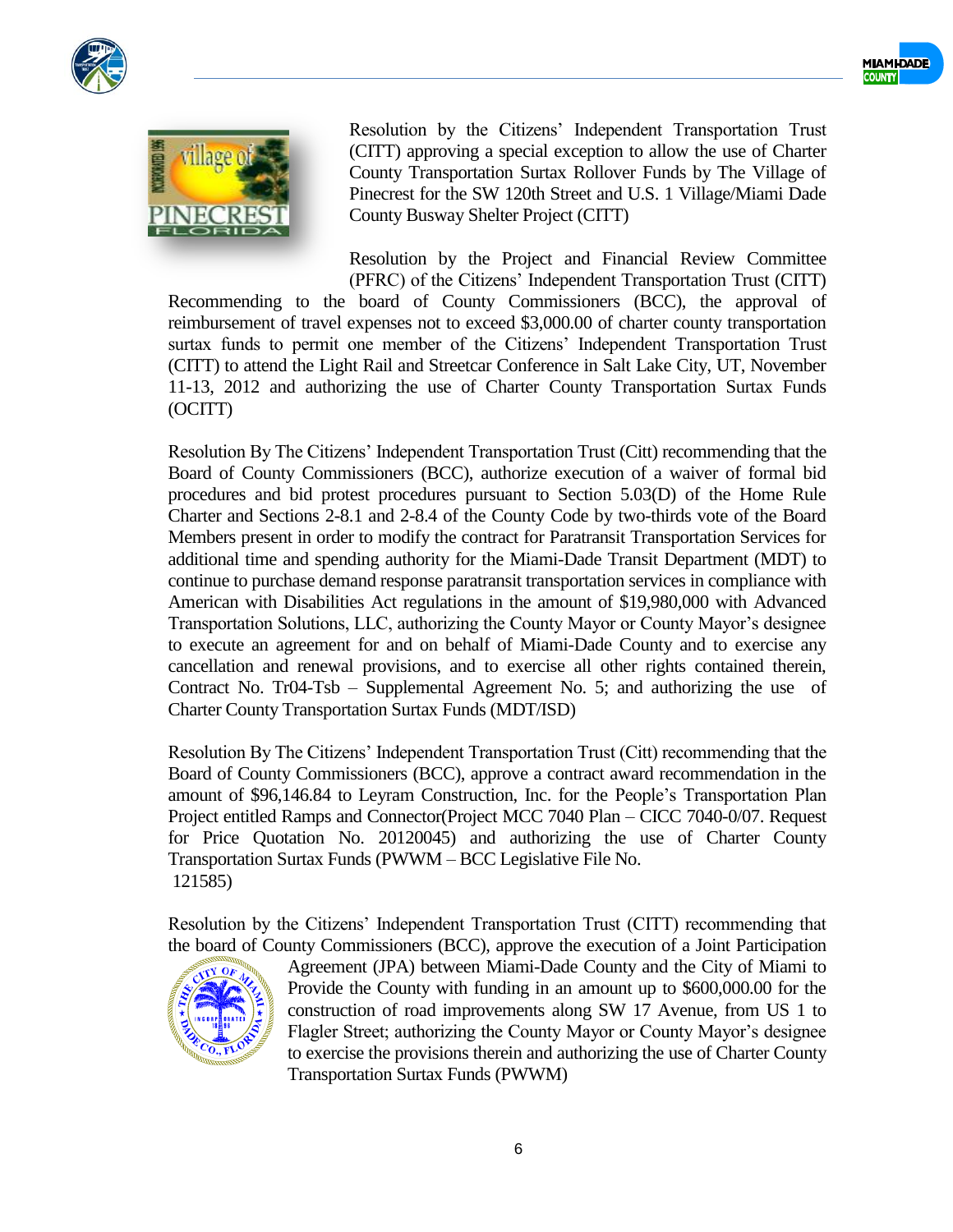Resolution by the Citizens' Independent Transportation Trust (CITT) approving a special exception to allow the use of Charter County Transportation Surtax Rollover Funds by The Village of Pinecrest for the SW 120th Street and U.S. 1 Village/Miami Dade County Busway Shelter Project (CITT)

Resolution by the Project and Financial Review Committee (PFRC) of the Citizens' Independent Transportation Trust (CITT) Recommending to the board of County Commissioners (BCC), the approval of reimbursement of travel expenses not to exceed $3,000.00 of charter county transportation surtax funds to permit one member of the Citizens' Independent Transportation Trust (CITT) to attend the Light Rail and Streetcar Conference in Salt Lake City, UT, November 11-13, 2012 and authorizing the use of Charter County Transportation Surtax Funds (OCITT)

Resolution By The Citizens' Independent Transportation Trust (Citt) recommending that the Board of County Commissioners (BCC), authorize execution of a waiver of formal bid procedures and bid protest procedures pursuant to Section 5.03(D) of the Home Rule Charter and Sections 2-8.1 and 2-8.4 of the County Code by two-thirds vote of the Board Members present in order to modify the contract for Paratransit Transportation Services for additional time and spending authority for the Miami-Dade Transit Department (MDT) to continue to purchase demand response paratransit transportation services in compliance with American with Disabilities Act regulations in the amount of $19,980,000 with Advanced Transportation Solutions, LLC, authorizing the County Mayor or County Mayor's designee to execute an agreement for and on behalf of Miami-Dade County and to exercise any cancellation and renewal provisions, and to exercise all other rights contained therein, Contract No. Tr04-Tsb – Supplemental Agreement No. 5; and authorizing the use of Charter County Transportation Surtax Funds (MDT/ISD)

Resolution By The Citizens' Independent Transportation Trust (Citt) recommending that the Board of County Commissioners (BCC), approve a contract award recommendation in the amount of $96,146.84 to Leyram Construction, Inc. for the People's Transportation Plan Project entitled Ramps and Connector(Project MCC 7040 Plan – CICC 7040-0/07. Request for Price Quotation No. 20120045) and authorizing the use of Charter County Transportation Surtax Funds (PWWM – BCC Legislative File No. 121585)

Resolution by the Citizens' Independent Transportation Trust (CITT) recommending that the board of County Commissioners (BCC), approve the execution of a Joint Participation Agreement (JPA) between Miami-Dade County and the City of Miami to Provide the County with funding in an amount up to $600,000.00 for the construction of road improvements along SW 17 Avenue, from US 1 to Flagler Street; authorizing the County Mayor or County Mayor's designee to exercise the provisions therein and authorizing the use of Charter County Transportation Surtax Funds (PWWM)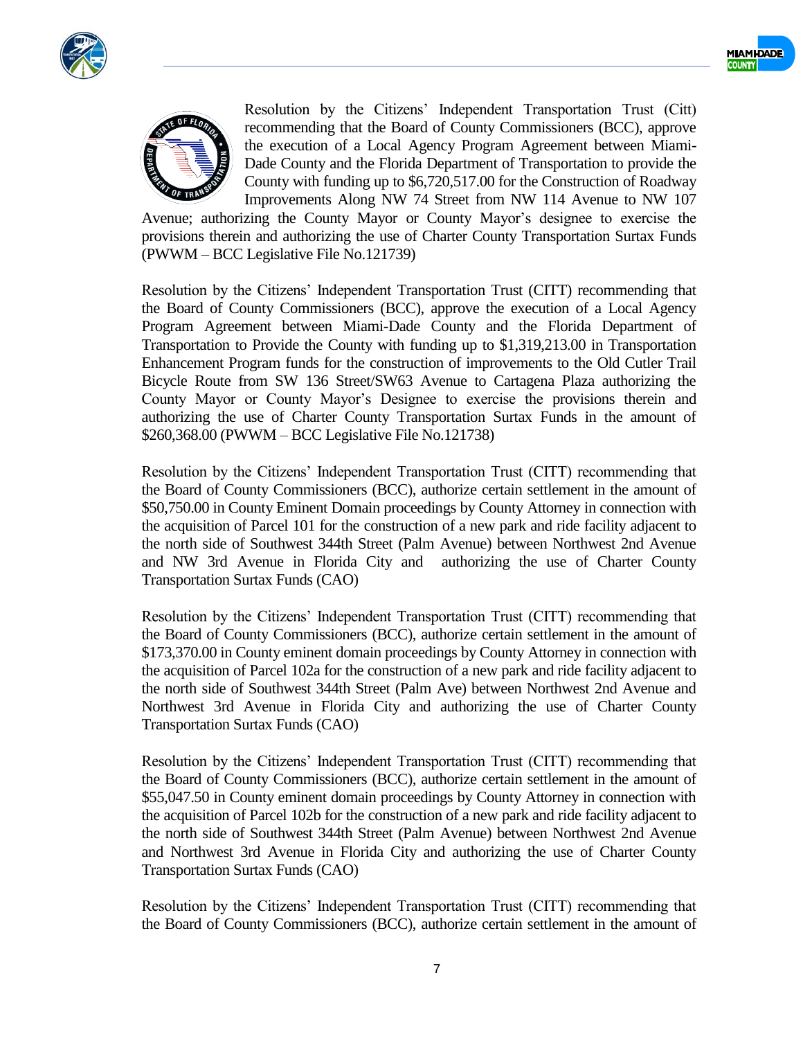Resolution by the Citizens' Independent Transportation Trust (Citt) recommending that the Board of County Commissioners (BCC), approve the execution of a Local Agency Program Agreement between Miami-Dade County and the Florida Department of Transportation to provide the County with funding up to $6,720,517.00 for the Construction of Roadway Improvements Along NW 74 Street from NW 114 Avenue to NW 107 Avenue; authorizing the County Mayor or County Mayor's designee to exercise the provisions therein and authorizing the use of Charter County Transportation Surtax Funds (PWWM – BCC Legislative File No.121739)

Resolution by the Citizens' Independent Transportation Trust (CITT) recommending that the Board of County Commissioners (BCC), approve the execution of a Local Agency Program Agreement between Miami-Dade County and the Florida Department of Transportation to Provide the County with funding up to $1,319,213.00 in Transportation Enhancement Program funds for the construction of improvements to the Old Cutler Trail Bicycle Route from SW 136 Street/SW63 Avenue to Cartagena Plaza authorizing the County Mayor or County Mayor's Designee to exercise the provisions therein and authorizing the use of Charter County Transportation Surtax Funds in the amount of $260,368.00 (PWWM – BCC Legislative File No.121738)

Resolution by the Citizens' Independent Transportation Trust (CITT) recommending that the Board of County Commissioners (BCC), authorize certain settlement in the amount of $50,750.00 in County Eminent Domain proceedings by County Attorney in connection with the acquisition of Parcel 101 for the construction of a new park and ride facility adjacent to the north side of Southwest 344th Street (Palm Avenue) between Northwest 2nd Avenue and NW 3rd Avenue in Florida City and authorizing the use of Charter County Transportation Surtax Funds (CAO)

Resolution by the Citizens' Independent Transportation Trust (CITT) recommending that the Board of County Commissioners (BCC), authorize certain settlement in the amount of $173,370.00 in County eminent domain proceedings by County Attorney in connection with the acquisition of Parcel 102a for the construction of a new park and ride facility adjacent to the north side of Southwest 344th Street (Palm Ave) between Northwest 2nd Avenue and Northwest 3rd Avenue in Florida City and authorizing the use of Charter County Transportation Surtax Funds (CAO)

Resolution by the Citizens' Independent Transportation Trust (CITT) recommending that the Board of County Commissioners (BCC), authorize certain settlement in the amount of $55,047.50 in County eminent domain proceedings by County Attorney in connection with the acquisition of Parcel 102b for the construction of a new park and ride facility adjacent to the north side of Southwest 344th Street (Palm Avenue) between Northwest 2nd Avenue and Northwest 3rd Avenue in Florida City and authorizing the use of Charter County Transportation Surtax Funds (CAO)

Resolution by the Citizens' Independent Transportation Trust (CITT) recommending that the Board of County Commissioners (BCC), authorize certain settlement in the amount of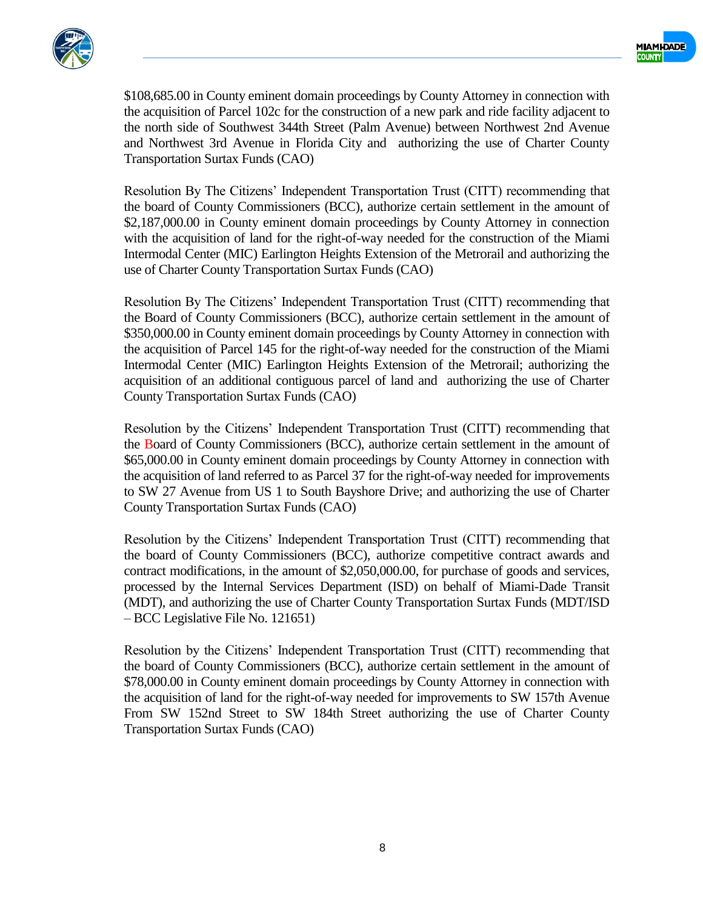$108,685.00 in County eminent domain proceedings by County Attorney in connection with the acquisition of Parcel 102c for the construction of a new park and ride facility adjacent to the north side of Southwest 344th Street (Palm Avenue) between Northwest 2nd Avenue and Northwest 3rd Avenue in Florida City and authorizing the use of Charter County Transportation Surtax Funds (CAO)

Resolution By The Citizens' Independent Transportation Trust (CITT) recommending that the board of County Commissioners (BCC), authorize certain settlement in the amount of $2,187,000.00 in County eminent domain proceedings by County Attorney in connection with the acquisition of land for the right-of-way needed for the construction of the Miami Intermodal Center (MIC) Earlington Heights Extension of the Metrorail and authorizing the use of Charter County Transportation Surtax Funds (CAO)

Resolution By The Citizens' Independent Transportation Trust (CITT) recommending that the Board of County Commissioners (BCC), authorize certain settlement in the amount of $350,000.00 in County eminent domain proceedings by County Attorney in connection with the acquisition of Parcel 145 for the right-of-way needed for the construction of the Miami Intermodal Center (MIC) Earlington Heights Extension of the Metrorail; authorizing the acquisition of an additional contiguous parcel of land and authorizing the use of Charter County Transportation Surtax Funds (CAO)

Resolution by the Citizens' Independent Transportation Trust (CITT) recommending that the Board of County Commissioners (BCC), authorize certain settlement in the amount of $65,000.00 in County eminent domain proceedings by County Attorney in connection with the acquisition of land referred to as Parcel 37 for the right-of-way needed for improvements to SW 27 Avenue from US 1 to South Bayshore Drive; and authorizing the use of Charter County Transportation Surtax Funds (CAO)

Resolution by the Citizens' Independent Transportation Trust (CITT) recommending that the board of County Commissioners (BCC), authorize competitive contract awards and contract modifications, in the amount of $2,050,000.00, for purchase of goods and services, processed by the Internal Services Department (ISD) on behalf of Miami-Dade Transit (MDT), and authorizing the use of Charter County Transportation Surtax Funds (MDT/ISD – BCC Legislative File No. 121651)

Resolution by the Citizens' Independent Transportation Trust (CITT) recommending that the board of County Commissioners (BCC), authorize certain settlement in the amount of $78,000.00 in County eminent domain proceedings by County Attorney in connection with the acquisition of land for the right-of-way needed for improvements to SW 157th Avenue From SW 152nd Street to SW 184th Street authorizing the use of Charter County Transportation Surtax Funds (CAO)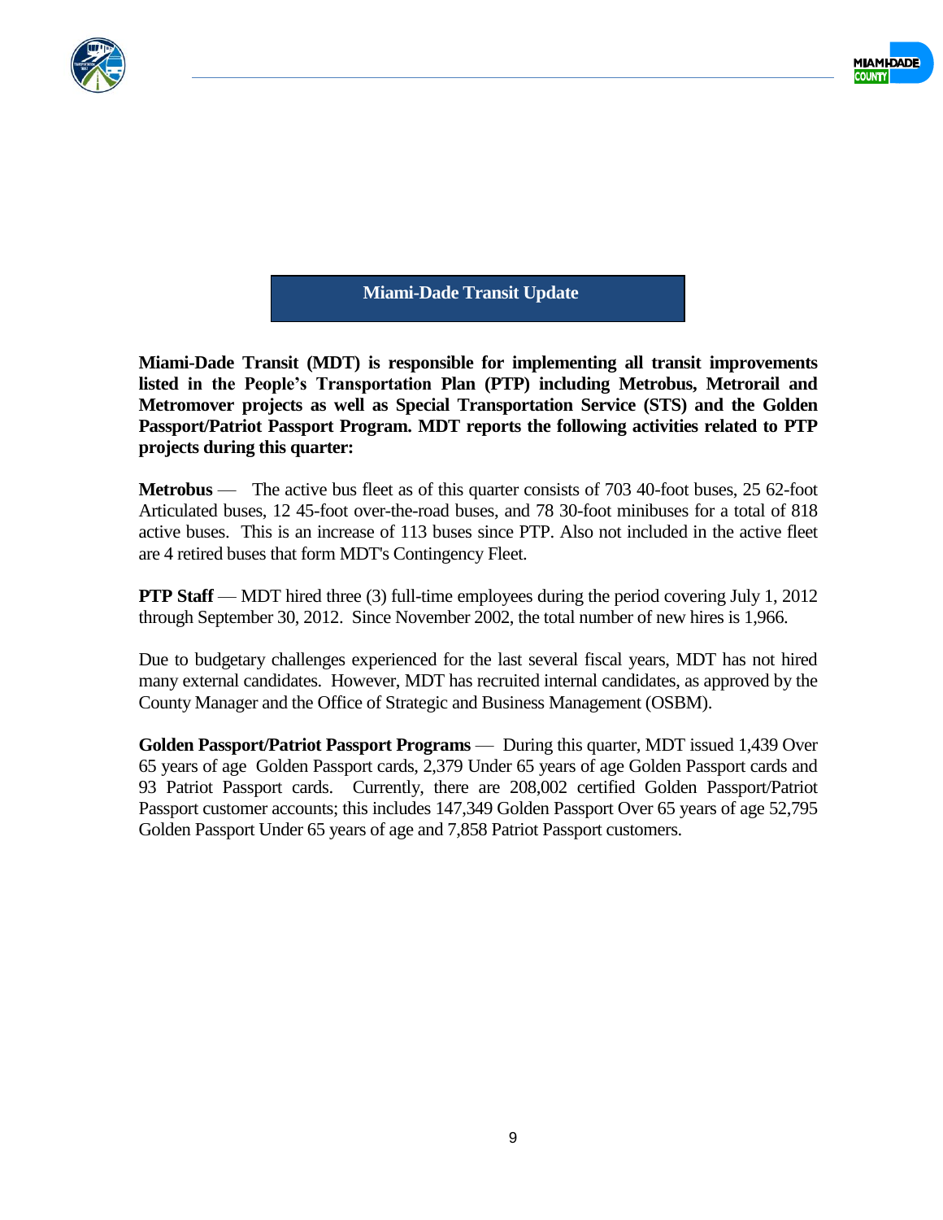## Miami-Dade Transit Update

**Miami-Dade Transit (MDT) is responsible for implementing all transit improvements listed in the People's Transportation Plan (PTP) including Metrobus, Metrorail and Metromover projects as well as Special Transportation Service (STS) and the Golden Passport/Patriot Passport Program. MDT reports the following activities related to PTP projects during this quarter:**

**Metrobus** — The active bus fleet as of this quarter consists of 703 40-foot buses, 25 62-foot Articulated buses, 12 45-foot over-the-road buses, and 78 30-foot minibuses for a total of 818 active buses. This is an increase of 113 buses since PTP. Also not included in the active fleet are 4 retired buses that form MDT's Contingency Fleet.

**PTP Staff** — MDT hired three (3) full-time employees during the period covering July 1, 2012 through September 30, 2012. Since November 2002, the total number of new hires is 1,966.

Due to budgetary challenges experienced for the last several fiscal years, MDT has not hired many external candidates. However, MDT has recruited internal candidates, as approved by the County Manager and the Office of Strategic and Business Management (OSBM).

**Golden Passport/Patriot Passport Programs** — During this quarter, MDT issued 1,439 Over 65 years of age Golden Passport cards, 2,379 Under 65 years of age Golden Passport cards and 93 Patriot Passport cards. Currently, there are 208,002 certified Golden Passport/Patriot Passport customer accounts; this includes 147,349 Golden Passport Over 65 years of age 52,795 Golden Passport Under 65 years of age and 7,858 Patriot Passport customers.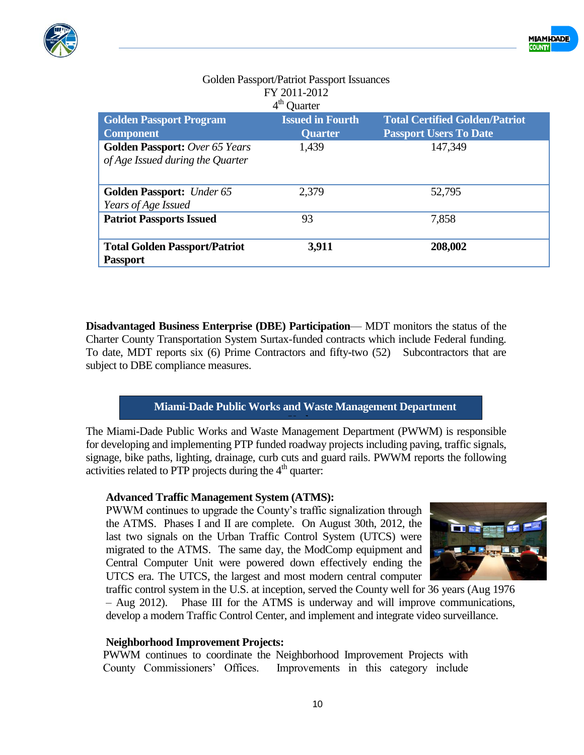Golden Passport/Patriot Passport Issuances
FY 2011-2012
4th Quarter

| Golden Passport Program Component | Issued in Fourth Quarter | Total Certified Golden/Patriot Passport Users To Date |
|---|---|---|
| **Golden Passport:** *Over 65 Years of Age Issued during the Quarter* | 1,439 | 147,349 |
| **Golden Passport:** *Under 65 Years of Age Issued* | 2,379 | 52,795 |
| **Patriot Passports Issued** | 93 | 7,858 |
| **Total Golden Passport/Patriot Passport** | **3,911** | **208,002** |

**Disadvantaged Business Enterprise (DBE) Participation**— MDT monitors the status of the Charter County Transportation System Surtax-funded contracts which include Federal funding. To date, MDT reports six (6) Prime Contractors and fifty-two (52) Subcontractors that are subject to DBE compliance measures.

## Miami-Dade Public Works and Waste Management Department

The Miami-Dade Public Works and Waste Management Department (PWWM) is responsible for developing and implementing PTP funded roadway projects including paving, traffic signals, signage, bike paths, lighting, drainage, curb cuts and guard rails. PWWM reports the following activities related to PTP projects during the 4th quarter:

### Advanced Traffic Management System (ATMS):

PWWM continues to upgrade the County's traffic signalization through the ATMS. Phases I and II are complete. On August 30th, 2012, the last two signals on the Urban Traffic Control System (UTCS) were migrated to the ATMS. The same day, the ModComp equipment and Central Computer Unit were powered down effectively ending the UTCS era. The UTCS, the largest and most modern central computer traffic control system in the U.S. at inception, served the County well for 36 years (Aug 1976 – Aug 2012). Phase III for the ATMS is underway and will improve communications, develop a modern Traffic Control Center, and implement and integrate video surveillance.

### Neighborhood Improvement Projects:

PWWM continues to coordinate the Neighborhood Improvement Projects with County Commissioners' Offices. Improvements in this category include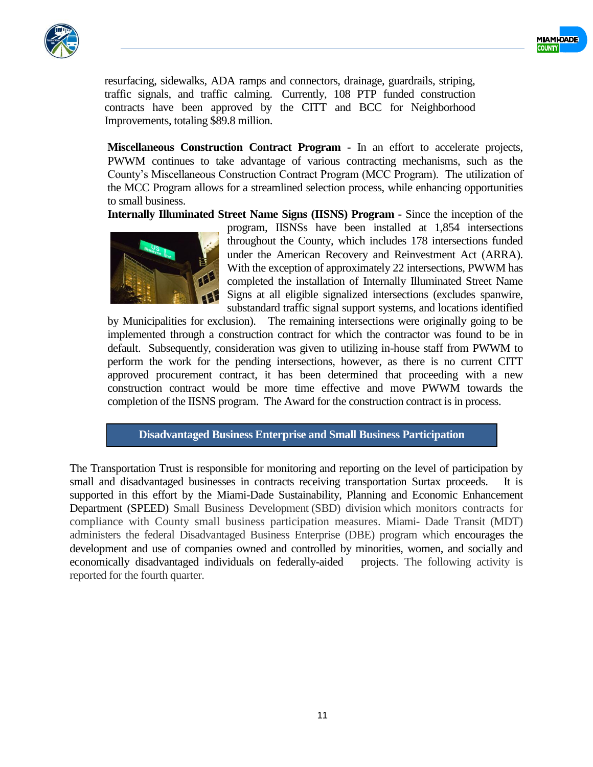resurfacing, sidewalks, ADA ramps and connectors, drainage, guardrails, striping, traffic signals, and traffic calming. Currently, 108 PTP funded construction contracts have been approved by the CITT and BCC for Neighborhood Improvements, totaling $89.8 million.

**Miscellaneous Construction Contract Program -** In an effort to accelerate projects, PWWM continues to take advantage of various contracting mechanisms, such as the County's Miscellaneous Construction Contract Program (MCC Program). The utilization of the MCC Program allows for a streamlined selection process, while enhancing opportunities to small business.

**Internally Illuminated Street Name Signs (IISNS) Program -** Since the inception of the program, IISNSs have been installed at 1,854 intersections throughout the County, which includes 178 intersections funded under the American Recovery and Reinvestment Act (ARRA). With the exception of approximately 22 intersections, PWWM has completed the installation of Internally Illuminated Street Name Signs at all eligible signalized intersections (excludes spanwire, substandard traffic signal support systems, and locations identified by Municipalities for exclusion). The remaining intersections were originally going to be implemented through a construction contract for which the contractor was found to be in default. Subsequently, consideration was given to utilizing in-house staff from PWWM to perform the work for the pending intersections, however, as there is no current CITT approved procurement contract, it has been determined that proceeding with a new construction contract would be more time effective and move PWWM towards the completion of the IISNS program. The Award for the construction contract is in process.

## Disadvantaged Business Enterprise and Small Business Participation

The Transportation Trust is responsible for monitoring and reporting on the level of participation by small and disadvantaged businesses in contracts receiving transportation Surtax proceeds. It is supported in this effort by the Miami-Dade Sustainability, Planning and Economic Enhancement Department (SPEED) Small Business Development (SBD) division which monitors contracts for compliance with County small business participation measures. Miami- Dade Transit (MDT) administers the federal Disadvantaged Business Enterprise (DBE) program which encourages the development and use of companies owned and controlled by minorities, women, and socially and economically disadvantaged individuals on federally-aided projects. The following activity is reported for the fourth quarter.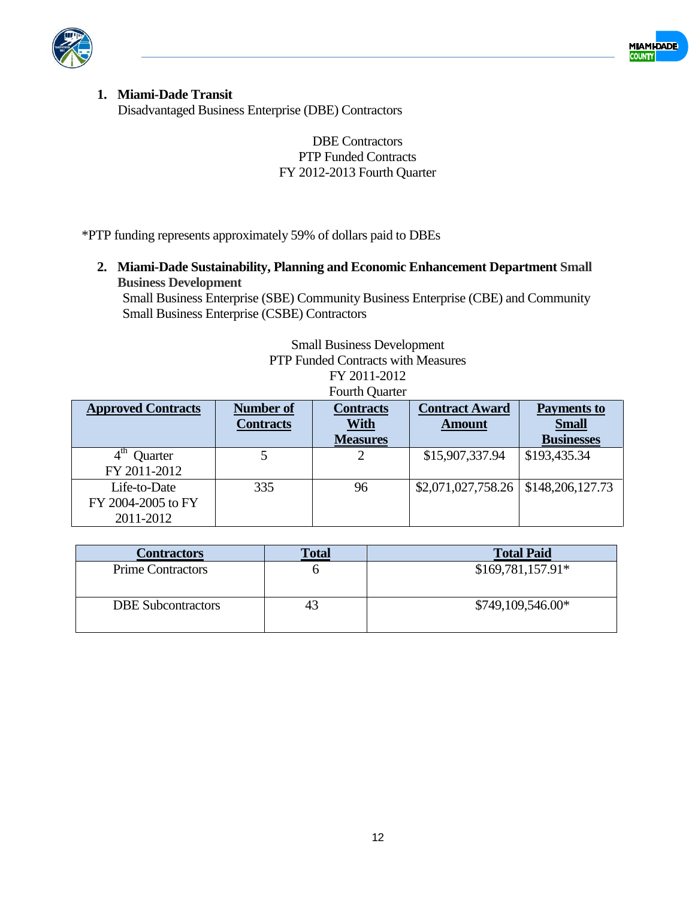1. **Miami-Dade Transit**
   Disadvantaged Business Enterprise (DBE) Contractors

DBE Contractors
PTP Funded Contracts
FY 2012-2013 Fourth Quarter

| Contractors | Total | Total Paid |
|---|---|---|
| Prime Contractors | 6 | $169,781,157.91* |
| DBE Subcontractors | 43 | $749,109,546.00* |

*PTP funding represents approximately 59% of dollars paid to DBEs

2. **Miami-Dade Sustainability, Planning and Economic Enhancement Department Small Business Development**
   Small Business Enterprise (SBE) Community Business Enterprise (CBE) and Community Small Business Enterprise (CSBE) Contractors

Small Business Development
PTP Funded Contracts with Measures
FY 2011-2012
Fourth Quarter

| Approved Contracts | Number of Contracts | Contracts With Measures | Contract Award Amount | Payments to Small Businesses |
|---|---|---|---|---|
| 4th Quarter FY 2011-2012 | 5 | 2 | $15,907,337.94 | $193,435.34 |
| Life-to-Date FY 2004-2005 to FY 2011-2012 | 335 | 96 | $2,071,027,758.26 | $148,206,127.73 |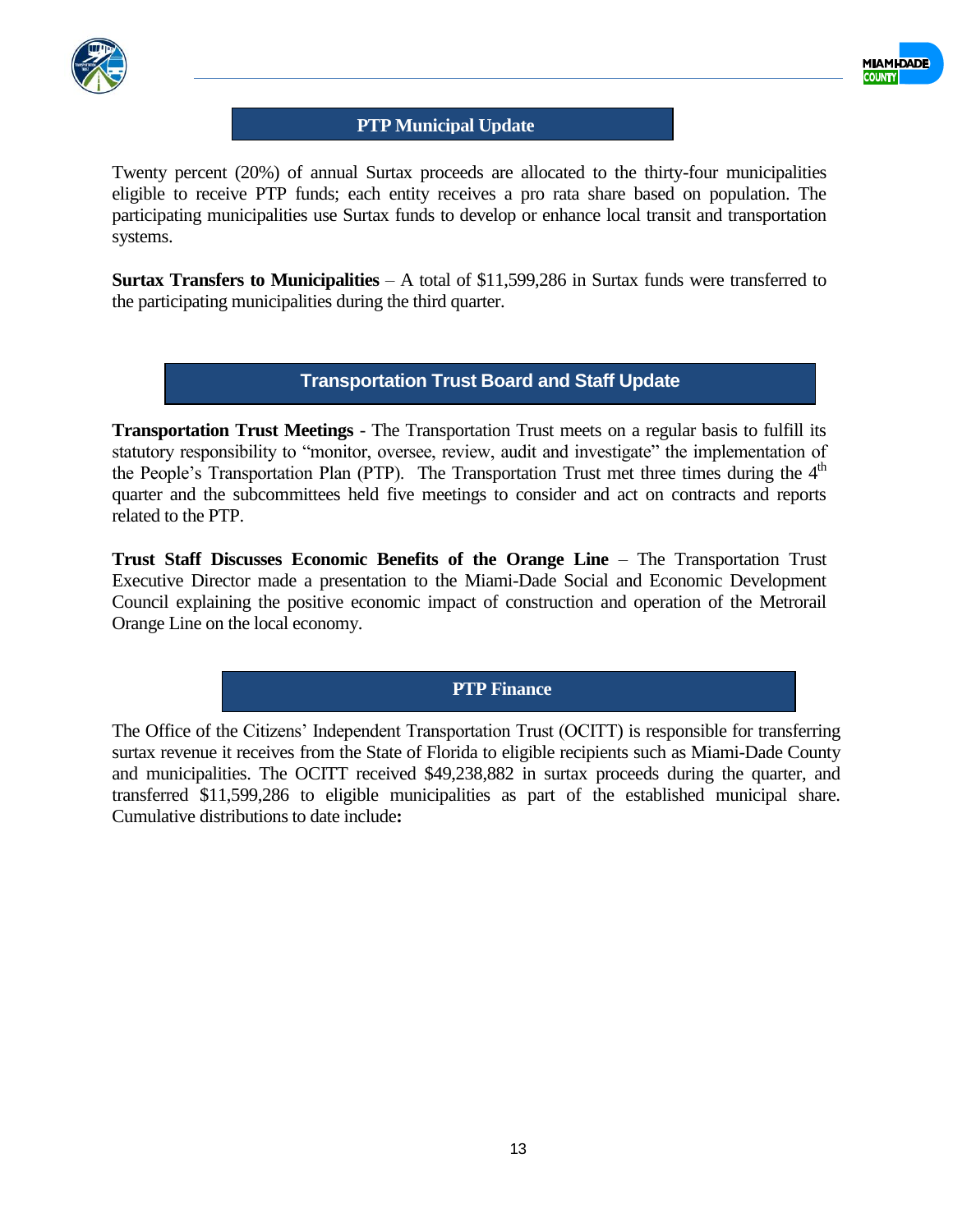## PTP Municipal Update

Twenty percent (20%) of annual Surtax proceeds are allocated to the thirty-four municipalities eligible to receive PTP funds; each entity receives a pro rata share based on population. The participating municipalities use Surtax funds to develop or enhance local transit and transportation systems.

**Surtax Transfers to Municipalities** – A total of $11,599,286 in Surtax funds were transferred to the participating municipalities during the third quarter.

## Transportation Trust Board and Staff Update

**Transportation Trust Meetings** - The Transportation Trust meets on a regular basis to fulfill its statutory responsibility to "monitor, oversee, review, audit and investigate" the implementation of the People's Transportation Plan (PTP). The Transportation Trust met three times during the 4th quarter and the subcommittees held five meetings to consider and act on contracts and reports related to the PTP.

**Trust Staff Discusses Economic Benefits of the Orange Line** – The Transportation Trust Executive Director made a presentation to the Miami-Dade Social and Economic Development Council explaining the positive economic impact of construction and operation of the Metrorail Orange Line on the local economy.

## PTP Finance

The Office of the Citizens' Independent Transportation Trust (OCITT) is responsible for transferring surtax revenue it receives from the State of Florida to eligible recipients such as Miami-Dade County and municipalities. The OCITT received $49,238,882 in surtax proceeds during the quarter, and transferred $11,599,286 to eligible municipalities as part of the established municipal share. Cumulative distributions to date include**:**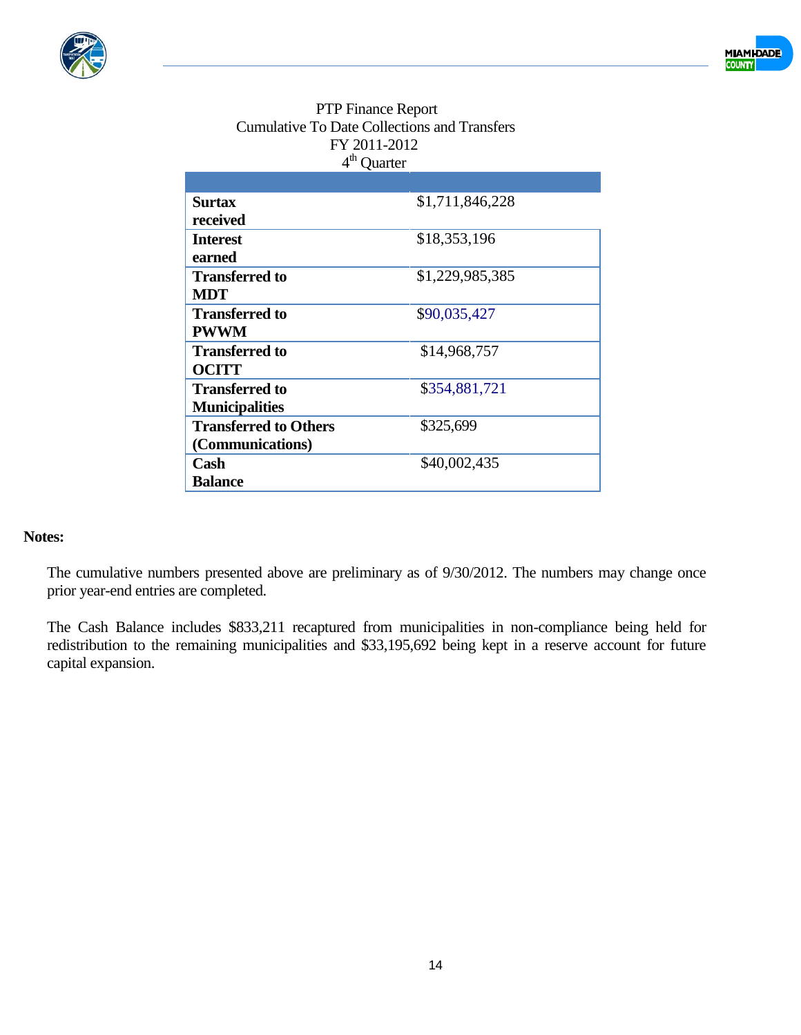PTP Finance Report
Cumulative To Date Collections and Transfers
FY 2011-2012
4th Quarter

| | |
|---|---|
| **Surtax received** | $1,711,846,228 |
| **Interest earned** | $18,353,196 |
| **Transferred to MDT** | $1,229,985,385 |
| **Transferred to PWWM** | $90,035,427 |
| **Transferred to OCITT** | $14,968,757 |
| **Transferred to Municipalities** | $354,881,721 |
| **Transferred to Others (Communications)** | $325,699 |
| **Cash Balance** | $40,002,435 |

**Notes:**

The cumulative numbers presented above are preliminary as of 9/30/2012. The numbers may change once prior year-end entries are completed.

The Cash Balance includes $833,211 recaptured from municipalities in non-compliance being held for redistribution to the remaining municipalities and $33,195,692 being kept in a reserve account for future capital expansion.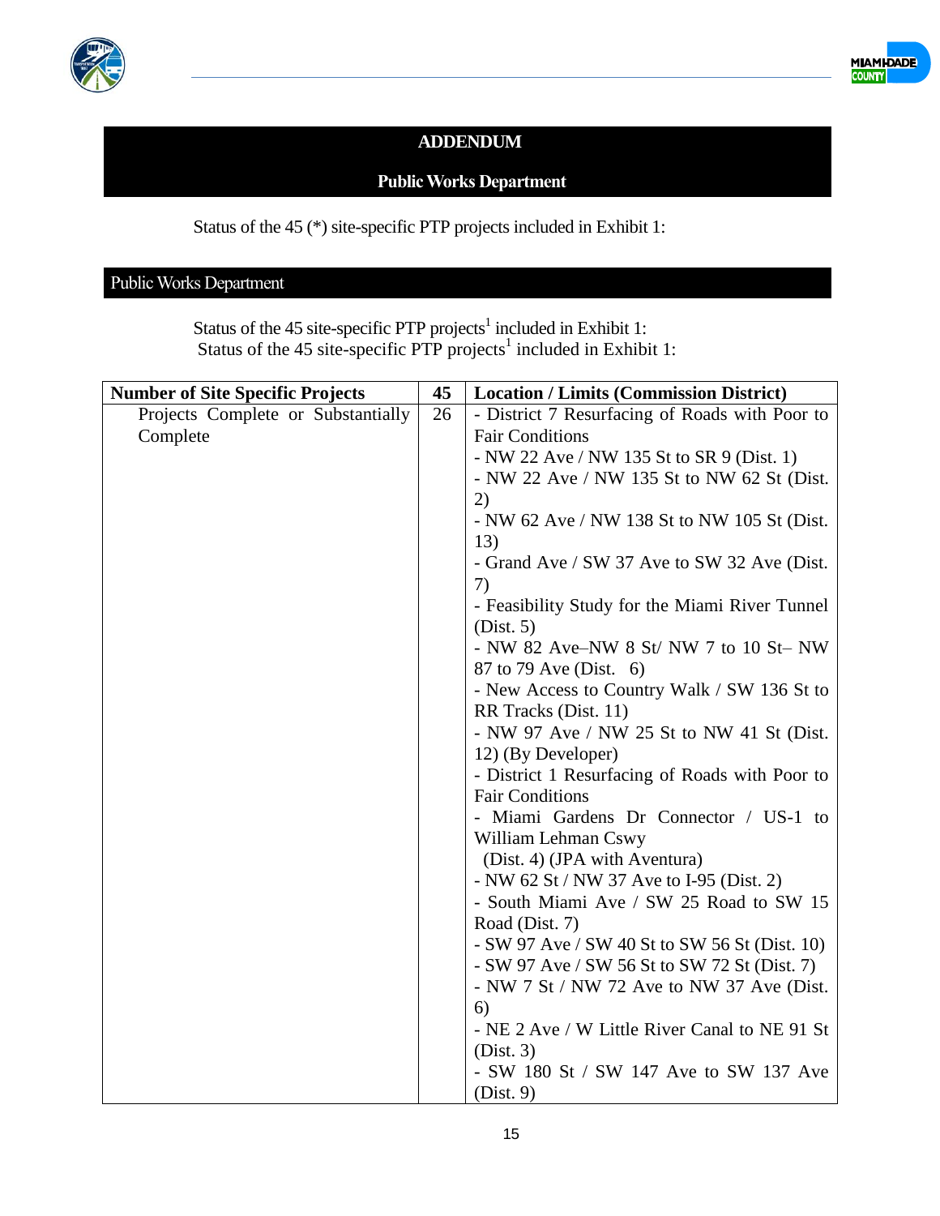## ADDENDUM

## Public Works Department

Status of the 45 (*) site-specific PTP projects included in Exhibit 1:

## Public Works Department

Status of the 45 site-specific PTP projects[1] included in Exhibit 1:
Status of the 45 site-specific PTP projects[1] included in Exhibit 1:

| Number of Site Specific Projects | 45 | Location / Limits (Commission District) |
|---|---|---|
| Projects Complete or Substantially Complete | 26 | - District 7 Resurfacing of Roads with Poor to Fair Conditions<br>- NW 22 Ave / NW 135 St to SR 9 (Dist. 1)<br>- NW 22 Ave / NW 135 St to NW 62 St (Dist. 2)<br>- NW 62 Ave / NW 138 St to NW 105 St (Dist. 13)<br>- Grand Ave / SW 37 Ave to SW 32 Ave (Dist. 7)<br>- Feasibility Study for the Miami River Tunnel (Dist. 5)<br>- NW 82 Ave–NW 8 St/ NW 7 to 10 St– NW 87 to 79 Ave (Dist. 6)<br>- New Access to Country Walk / SW 136 St to RR Tracks (Dist. 11)<br>- NW 97 Ave / NW 25 St to NW 41 St (Dist. 12) (By Developer)<br>- District 1 Resurfacing of Roads with Poor to Fair Conditions<br>- Miami Gardens Dr Connector / US-1 to William Lehman Cswy (Dist. 4) (JPA with Aventura)<br>- NW 62 St / NW 37 Ave to I-95 (Dist. 2)<br>- South Miami Ave / SW 25 Road to SW 15 Road (Dist. 7)<br>- SW 97 Ave / SW 40 St to SW 56 St (Dist. 10)<br>- SW 97 Ave / SW 56 St to SW 72 St (Dist. 7)<br>- NW 7 St / NW 72 Ave to NW 37 Ave (Dist. 6)<br>- NE 2 Ave / W Little River Canal to NE 91 St (Dist. 3)<br>- SW 180 St / SW 147 Ave to SW 137 Ave (Dist. 9) |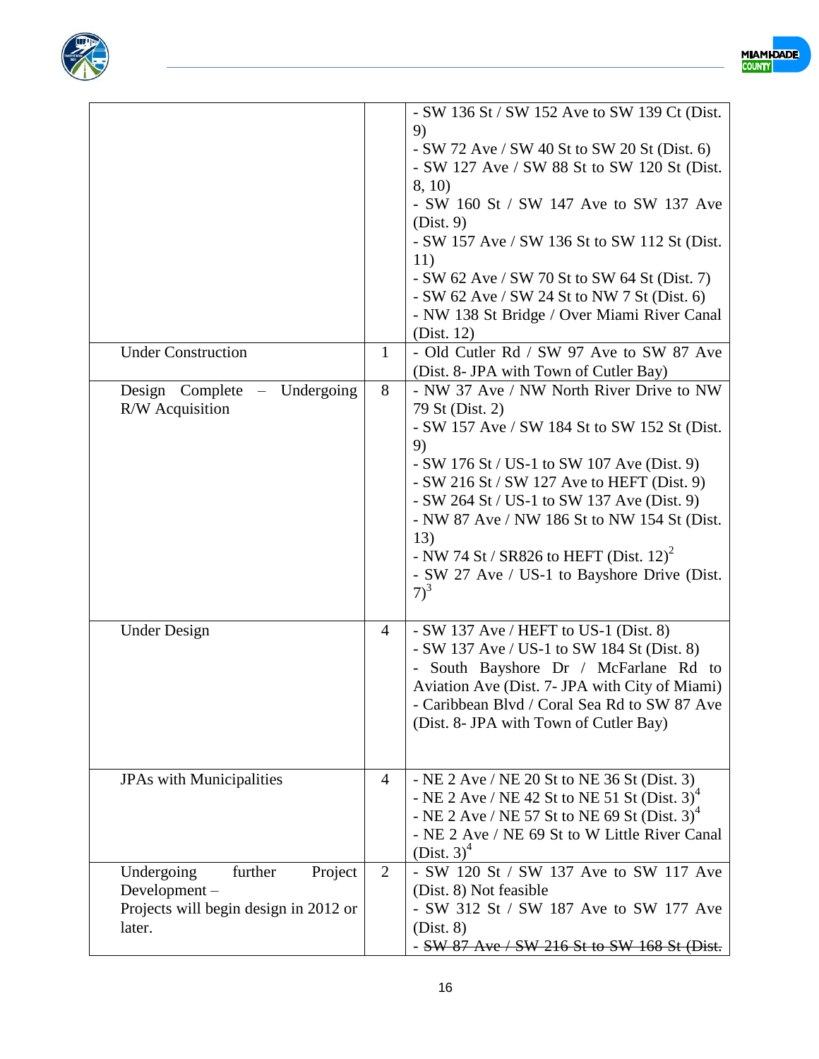| | | |
|---|---|---|
| | | - SW 136 St / SW 152 Ave to SW 139 Ct (Dist. 9)<br>- SW 72 Ave / SW 40 St to SW 20 St (Dist. 6)<br>- SW 127 Ave / SW 88 St to SW 120 St (Dist. 8, 10)<br>- SW 160 St / SW 147 Ave to SW 137 Ave (Dist. 9)<br>- SW 157 Ave / SW 136 St to SW 112 St (Dist. 11)<br>- SW 62 Ave / SW 70 St to SW 64 St (Dist. 7)<br>- SW 62 Ave / SW 24 St to NW 7 St (Dist. 6)<br>- NW 138 St Bridge / Over Miami River Canal (Dist. 12) |
| Under Construction | 1 | - Old Cutler Rd / SW 97 Ave to SW 87 Ave (Dist. 8- JPA with Town of Cutler Bay) |
| Design Complete – Undergoing R/W Acquisition | 8 | - NW 37 Ave / NW North River Drive to NW 79 St (Dist. 2)<br>- SW 157 Ave / SW 184 St to SW 152 St (Dist. 9)<br>- SW 176 St / US-1 to SW 107 Ave (Dist. 9)<br>- SW 216 St / SW 127 Ave to HEFT (Dist. 9)<br>- SW 264 St / US-1 to SW 137 Ave (Dist. 9)<br>- NW 87 Ave / NW 186 St to NW 154 St (Dist. 13)<br>- NW 74 St / SR826 to HEFT (Dist. 12)[2]<br>- SW 27 Ave / US-1 to Bayshore Drive (Dist. 7)[3] |
| Under Design | 4 | - SW 137 Ave / HEFT to US-1 (Dist. 8)<br>- SW 137 Ave / US-1 to SW 184 St (Dist. 8)<br>- South Bayshore Dr / McFarlane Rd to Aviation Ave (Dist. 7- JPA with City of Miami)<br>- Caribbean Blvd / Coral Sea Rd to SW 87 Ave (Dist. 8- JPA with Town of Cutler Bay) |
| JPAs with Municipalities | 4 | - NE 2 Ave / NE 20 St to NE 36 St (Dist. 3)<br>- NE 2 Ave / NE 42 St to NE 51 St (Dist. 3)[4]<br>- NE 2 Ave / NE 57 St to NE 69 St (Dist. 3)[4]<br>- NE 2 Ave / NE 69 St to W Little River Canal (Dist. 3)[4] |
| Undergoing further Project Development –<br>Projects will begin design in 2012 or later. | 2 | - SW 120 St / SW 137 Ave to SW 117 Ave (Dist. 8) Not feasible<br>- SW 312 St / SW 187 Ave to SW 177 Ave (Dist. 8)<br>~~- SW 87 Ave / SW 216 St to SW 168 St (Dist.~~ |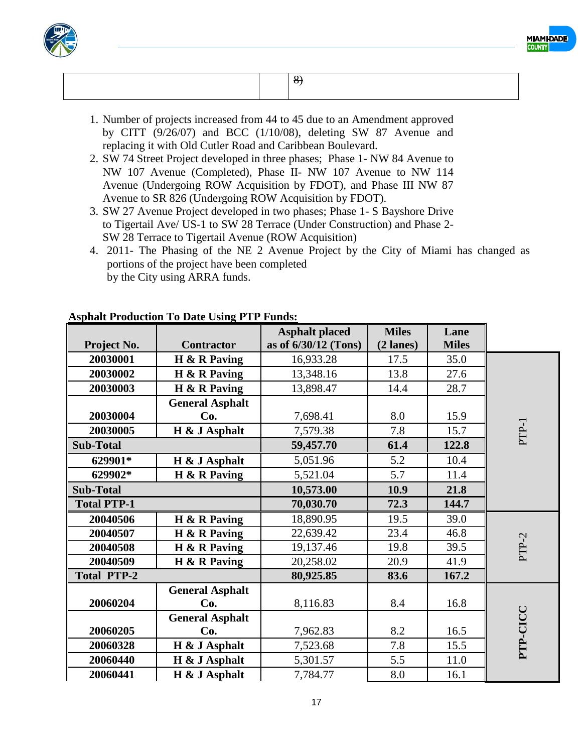| | | ~~8)~~ |
|---|---|---|

1. Number of projects increased from 44 to 45 due to an Amendment approved by CITT (9/26/07) and BCC (1/10/08), deleting SW 87 Avenue and replacing it with Old Cutler Road and Caribbean Boulevard.
2. SW 74 Street Project developed in three phases; Phase 1- NW 84 Avenue to NW 107 Avenue (Completed), Phase II- NW 107 Avenue to NW 114 Avenue (Undergoing ROW Acquisition by FDOT), and Phase III NW 87 Avenue to SR 826 (Undergoing ROW Acquisition by FDOT).
3. SW 27 Avenue Project developed in two phases; Phase 1- S Bayshore Drive to Tigertail Ave/ US-1 to SW 28 Terrace (Under Construction) and Phase 2- SW 28 Terrace to Tigertail Avenue (ROW Acquisition)
4. 2011- The Phasing of the NE 2 Avenue Project by the City of Miami has changed as portions of the project have been completed by the City using ARRA funds.

**Asphalt Production To Date Using PTP Funds:**

| Project No. | Contractor | Asphalt placed as of 6/30/12 (Tons) | Miles (2 lanes) | Lane Miles | |
|---|---|---|---|---|---|
| 20030001 | H & R Paving | 16,933.28 | 17.5 | 35.0 | PTP-1 |
| 20030002 | H & R Paving | 13,348.16 | 13.8 | 27.6 | |
| 20030003 | H & R Paving | 13,898.47 | 14.4 | 28.7 | |
| 20030004 | General Asphalt Co. | 7,698.41 | 8.0 | 15.9 | |
| 20030005 | H & J Asphalt | 7,579.38 | 7.8 | 15.7 | |
| **Sub-Total** | | **59,457.70** | **61.4** | **122.8** | |
| 629901* | H & J Asphalt | 5,051.96 | 5.2 | 10.4 | |
| 629902* | H & R Paving | 5,521.04 | 5.7 | 11.4 | |
| **Sub-Total** | | **10,573.00** | **10.9** | **21.8** | |
| **Total PTP-1** | | **70,030.70** | **72.3** | **144.7** | |
| 20040506 | H & R Paving | 18,890.95 | 19.5 | 39.0 | PTP-2 |
| 20040507 | H & R Paving | 22,639.42 | 23.4 | 46.8 | |
| 20040508 | H & R Paving | 19,137.46 | 19.8 | 39.5 | |
| 20040509 | H & R Paving | 20,258.02 | 20.9 | 41.9 | |
| **Total PTP-2** | | **80,925.85** | **83.6** | **167.2** | |
| 20060204 | General Asphalt Co. | 8,116.83 | 8.4 | 16.8 | **PTP-CICC** |
| 20060205 | General Asphalt Co. | 7,962.83 | 8.2 | 16.5 | |
| 20060328 | H & J Asphalt | 7,523.68 | 7.8 | 15.5 | |
| 20060440 | H & J Asphalt | 5,301.57 | 5.5 | 11.0 | |
| 20060441 | H & J Asphalt | 7,784.77 | 8.0 | 16.1 | |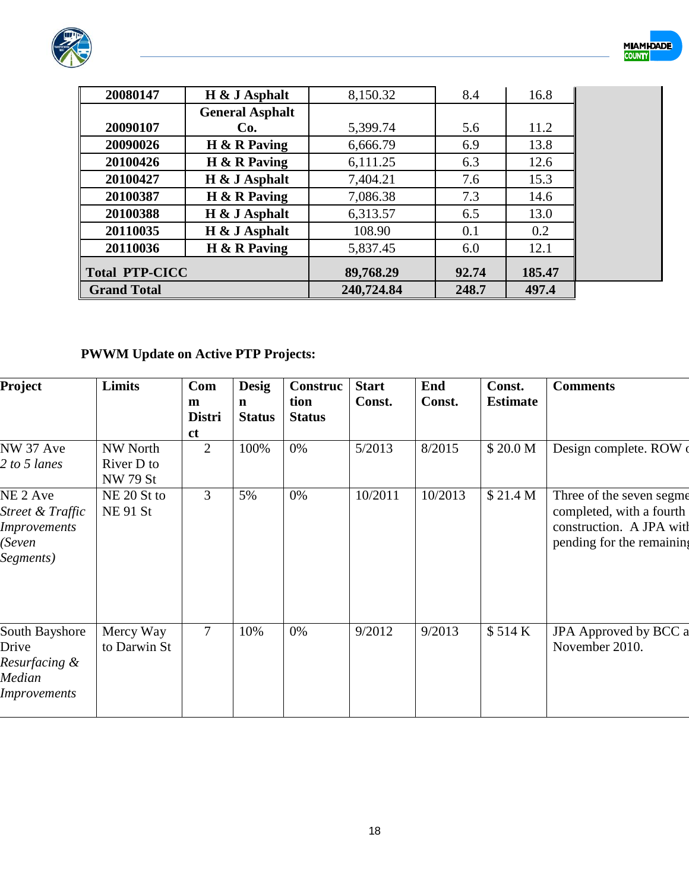| | | | | |
|---|---|---|---|---|
| **20080147** | **H & J Asphalt** | 8,150.32 | 8.4 | 16.8 |
| **20090107** | **General Asphalt Co.** | 5,399.74 | 5.6 | 11.2 |
| **20090026** | **H & R Paving** | 6,666.79 | 6.9 | 13.8 |
| **20100426** | **H & R Paving** | 6,111.25 | 6.3 | 12.6 |
| **20100427** | **H & J Asphalt** | 7,404.21 | 7.6 | 15.3 |
| **20100387** | **H & R Paving** | 7,086.38 | 7.3 | 14.6 |
| **20100388** | **H & J Asphalt** | 6,313.57 | 6.5 | 13.0 |
| **20110035** | **H & J Asphalt** | 108.90 | 0.1 | 0.2 |
| **20110036** | **H & R Paving** | 5,837.45 | 6.0 | 12.1 |
| **Total PTP-CICC** | | **89,768.29** | **92.74** | **185.47** |
| **Grand Total** | | **240,724.84** | **248.7** | **497.4** |

**PWWM Update on Active PTP Projects:**

| **Project** | **Limits** | **Comm District** | **Design Status** | **Construction Status** | **Start Const.** | **End Const.** | **Const. Estimate** | **Comments** |
|---|---|---|---|---|---|---|---|---|
| NW 37 Ave *2 to 5 lanes* | NW North River D to NW 79 St | 2 | 100% | 0% | 5/2013 | 8/2015 | $ 20.0 M | Design complete. ROW c |
| NE 2 Ave *Street & Traffic Improvements (Seven Segments)* | NE 20 St to NE 91 St | 3 | 5% | 0% | 10/2011 | 10/2013 | $ 21.4 M | Three of the seven segme completed, with a fourth construction. A JPA with pending for the remaining |
| South Bayshore Drive *Resurfacing & Median Improvements* | Mercy Way to Darwin St | 7 | 10% | 0% | 9/2012 | 9/2013 | $ 514 K | JPA Approved by BCC a November 2010. |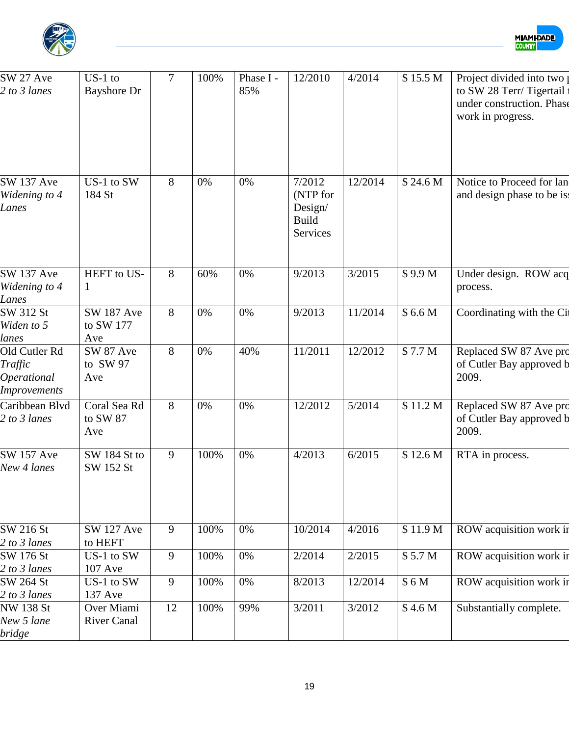| SW 27 Ave *2 to 3 lanes* | US-1 to Bayshore Dr | 7 | 100% | Phase I - 85% | 12/2010 | 4/2014 | $ 15.5 M | Project divided into two p to SW 28 Terr/ Tigertail t under construction. Phase work in progress. |
|---|---|---|---|---|---|---|---|---|
| SW 137 Ave *Widening to 4 Lanes* | US-1 to SW 184 St | 8 | 0% | 0% | 7/2012 (NTP for Design/ Build Services | 12/2014 | $ 24.6 M | Notice to Proceed for lan and design phase to be is |
| SW 137 Ave *Widening to 4 Lanes* | HEFT to US-1 | 8 | 60% | 0% | 9/2013 | 3/2015 | $ 9.9 M | Under design. ROW acq process. |
| SW 312 St *Widen to 5 lanes* | SW 187 Ave to SW 177 Ave | 8 | 0% | 0% | 9/2013 | 11/2014 | $ 6.6 M | Coordinating with the Cit |
| Old Cutler Rd *Traffic Operational Improvements* | SW 87 Ave to SW 97 Ave | 8 | 0% | 40% | 11/2011 | 12/2012 | $ 7.7 M | Replaced SW 87 Ave pro of Cutler Bay approved b 2009. |
| Caribbean Blvd *2 to 3 lanes* | Coral Sea Rd to SW 87 Ave | 8 | 0% | 0% | 12/2012 | 5/2014 | $ 11.2 M | Replaced SW 87 Ave pro of Cutler Bay approved b 2009. |
| SW 157 Ave *New 4 lanes* | SW 184 St to SW 152 St | 9 | 100% | 0% | 4/2013 | 6/2015 | $ 12.6 M | RTA in process. |
| SW 216 St *2 to 3 lanes* | SW 127 Ave to HEFT | 9 | 100% | 0% | 10/2014 | 4/2016 | $ 11.9 M | ROW acquisition work in |
| SW 176 St *2 to 3 lanes* | US-1 to SW 107 Ave | 9 | 100% | 0% | 2/2014 | 2/2015 | $ 5.7 M | ROW acquisition work in |
| SW 264 St *2 to 3 lanes* | US-1 to SW 137 Ave | 9 | 100% | 0% | 8/2013 | 12/2014 | $ 6 M | ROW acquisition work in |
| NW 138 St *New 5 lane bridge* | Over Miami River Canal | 12 | 100% | 99% | 3/2011 | 3/2012 | $ 4.6 M | Substantially complete. |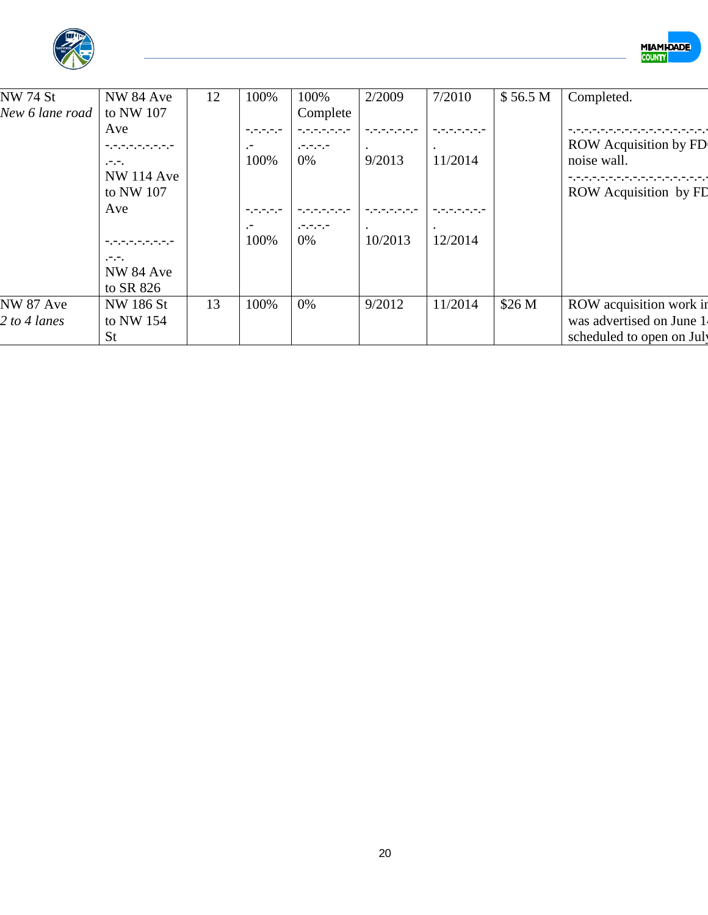| | | | | | | | | |
|---|---|---|---|---|---|---|---|---|
| NW 74 St<br>*New 6 lane road* | NW 84 Ave to NW 107 Ave<br>-.-.-.-.-.-.-.-.-.-.-.<br>NW 114 Ave to NW 107 Ave<br>-.-.-.-.-.-.-.-.-.-.-.<br>NW 84 Ave to SR 826 | 12 | 100%<br>-.-.-.-.-.-<br>100%<br>-.-.-.-.-.-<br>100% | 100% Complete<br>-.-.-.-.-.-.-.-.-.-.-<br>0%<br>-.-.-.-.-.-.-.-.-.-.-<br>0% | 2/2009<br>-.-.-.-.-.-.-.-.<br>9/2013<br>-.-.-.-.-.-.-.-.<br>10/2013 | 7/2010<br>-.-.-.-.-.-.-.-.<br>11/2014<br>-.-.-.-.-.-.-.-.<br>12/2014 | $ 56.5 M | Completed.<br>-.-.-.-.-.-.-.-.-.-.-.-.-.-.-.-.-.-.-.-.-.-.-.<br>ROW Acquisition by FD noise wall.<br>-.-.-.-.-.-.-.-.-.-.-.-.-.-.-.-.-.-.-.-.-.-.-.<br>ROW Acquisition by FD |
| NW 87 Ave<br>*2 to 4 lanes* | NW 186 St to NW 154 St | 13 | 100% | 0% | 9/2012 | 11/2014 | $26 M | ROW acquisition work in was advertised on June 1 scheduled to open on July |